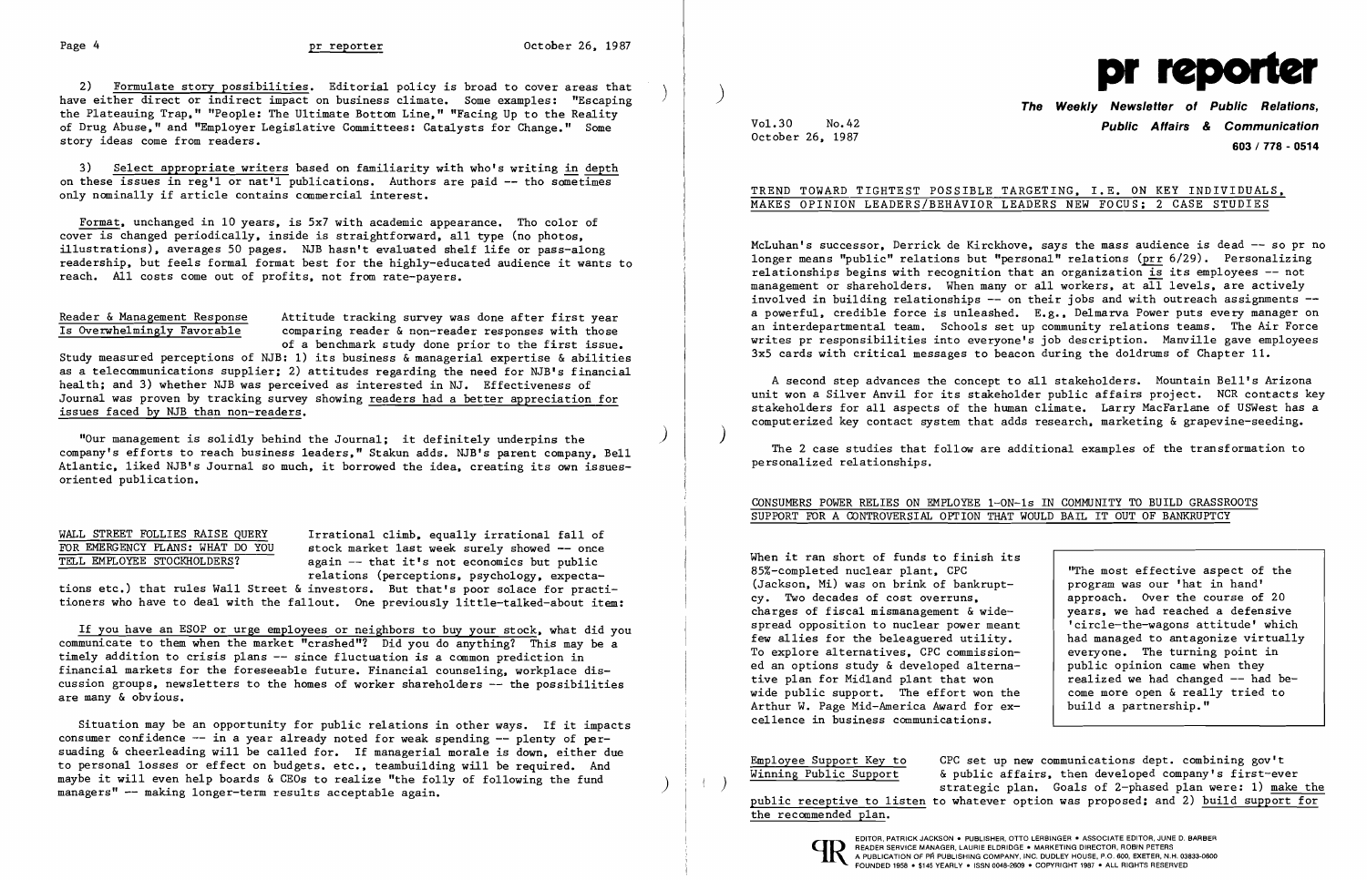2) Formulate story possibilities. Editorial policy is broad to cover areas that have either direct or indirect impact on business climate. Some examples: "Escaping the Plateauing Trap," "People: The Ultimate Bottom Line," "Facing Up to the Reality of Drug Abuse," and "Employer Legislative Committees: Catalysts for Change." Some story ideas come from readers.

3) Select appropriate writers based on familiarity with who's writing in depth on these issues in reg'l or nat'l publications. Authors are paid -- tho sometimes only nominally if article contains commercial interest.

Format, unchanged in 10 years, is 5x7 with academic appearance. Tho color of cover is changed periodically, inside is straightforward, all type (no photos, illustrations), averages 50 pages. NJB hasn't evaluated shelf life or pass-along readership, but feels formal format best for the highly-educated audience it wants to reach. All costs come out of profits, not from rate-payers.

**Reader & Management Response Is Overwhelmingly Favorable** Attitude tracking survey was done after first year comparing reader & non-reader responses with those of a benchmark study done prior to the first issue. Study measured perceptions of NJB: 1) its business & managerial expertise & abilities as a telecommunications supplier; 2) attitudes regarding the need for NJB's financial health; and 3) whether NJB was perceived as interested in NJ. Effectiveness of Journal was proven by tracking survey showing readers had a better appreciation for issues faced by NJB than non-readers.

"Our management is solidly behind the Journal; it definitely underpins the company's efforts to reach business leaders," Stakun adds. NJB's parent company, Bell Atlantic, liked NJB's Journal so much, it borrowed the idea, creating its own issues-oriented publication.

**WALL STREET FOLLIES RAISE QUERY FOR EMERGENCY PLANS: WHAT DO YOU TELL EMPLOYEE STOCKHOLDERS?** Irrational climb, equally irrational fall of stock market last week surely showed -- once again -- that it's not economics but public relations (perceptions, psychology, expectations etc.) that rules Wall Street & investors. But that's poor solace for practitioners who have to deal with the fallout. One previously little-talked-about item:

If you have an ESOP or urge employees or neighbors to buy your stock, what did you communicate to them when the market "crashed"? Did you do anything? This may be a timely addition to crisis plans -- since fluctuation is a common prediction in financial markets for the foreseeable future. Financial counseling, workplace discussion groups, newsletters to the homes of worker shareholders -- the possibilities are many & obvious.

Situation may be an opportunity for public relations in other ways. If it impacts consumer confidence -- in a year already noted for weak spending -- plenty of persuading & cheerleading will be called for. If managerial morale is down, either due to personal losses or effect on budgets, etc., teambuilding will be required. And maybe it will even help boards & CEOs to realize "the folly of following the fund managers" -- making longer-term results acceptable again.

# pr reporter

**The Weekly Newsletter of Public Relations, Public Affairs & Communication**

603 / 778 - 0514

Vol.30 No.42
October 26, 1987

## TREND TOWARD TIGHTEST POSSIBLE TARGETING, I.E. ON KEY INDIVIDUALS, MAKES OPINION LEADERS/BEHAVIOR LEADERS NEW FOCUS; 2 CASE STUDIES

McLuhan's successor, Derrick de Kirckhove, says the mass audience is dead -- so pr no longer means "public" relations but "personal" relations (prr 6/29). Personalizing relationships begins with recognition that an organization is its employees -- not management or shareholders. When many or all workers, at all levels, are actively involved in building relationships -- on their jobs and with outreach assignments -- a powerful, credible force is unleashed. E.g., Delmarva Power puts every manager on an interdepartmental team. Schools set up community relations teams. The Air Force writes pr responsibilities into everyone's job description. Manville gave employees 3x5 cards with critical messages to beacon during the doldrums of Chapter 11.

A second step advances the concept to all stakeholders. Mountain Bell's Arizona unit won a Silver Anvil for its stakeholder public affairs project. NCR contacts key stakeholders for all aspects of the human climate. Larry MacFarlane of USWest has a computerized key contact system that adds research, marketing & grapevine-seeding.

The 2 case studies that follow are additional examples of the transformation to personalized relationships.

## CONSUMERS POWER RELIES ON EMPLOYEE 1-ON-1s IN COMMUNITY TO BUILD GRASSROOTS SUPPORT FOR A CONTROVERSIAL OPTION THAT WOULD BAIL IT OUT OF BANKRUPTCY

When it ran short of funds to finish its 85%-completed nuclear plant, CPC (Jackson, Mi) was on brink of bankruptcy. Two decades of cost overruns, charges of fiscal mismanagement & widespread opposition to nuclear power meant few allies for the beleaguered utility. To explore alternatives, CPC commissioned an options study & developed alternative plan for Midland plant that won wide public support. The effort won the Arthur W. Page Mid-America Award for excellence in business communications.

> "The most effective aspect of the program was our 'hat in hand' approach. Over the course of 20 years, we had reached a defensive 'circle-the-wagons attitude' which had managed to antagonize virtually everyone. The turning point in public opinion came when they realized we had changed -- had become more open & really tried to build a partnership."

**Employee Support Key to Winning Public Support** CPC set up new communications dept. combining gov't & public affairs, then developed company's first-ever strategic plan. Goals of 2-phased plan were: 1) make the public receptive to listen to whatever option was proposed; and 2) build support for the recommended plan.

EDITOR, PATRICK JACKSON • PUBLISHER, OTTO LERBINGER • ASSOCIATE EDITOR, JUNE D. BARBER
READER SERVICE MANAGER, LAURIE ELDRIDGE • MARKETING DIRECTOR, ROBIN PETERS
A PUBLICATION OF PR PUBLISHING COMPANY, INC. DUDLEY HOUSE, P.O. 600, EXETER, N.H. 03833-0600
FOUNDED 1958 • $145 YEARLY • ISSN 0048-2609 • COPYRIGHT 1987 • ALL RIGHTS RESERVED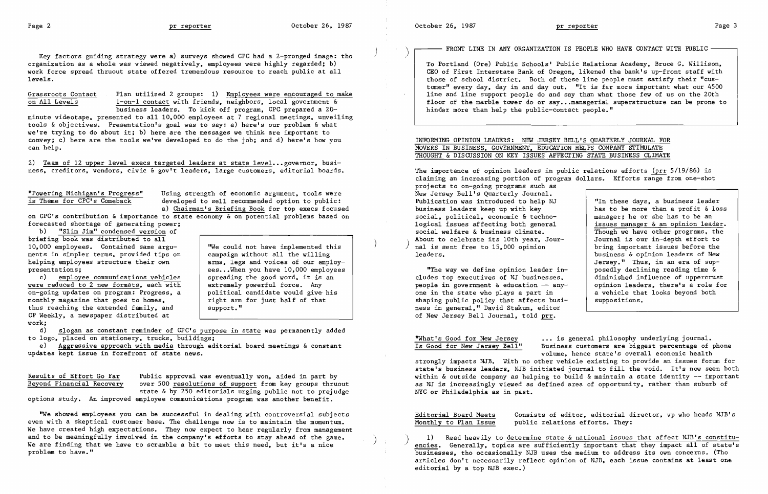Key factors guiding strategy were a) surveys showed CPC had a 2-pronged image: tho organization as a whole was viewed negatively, employees were highly regarded; b) work force spread thruout state offered tremendous resource to reach public at all levels.

<u>Grassroots Contact on All Levels</u> Plan utilized 2 groups: 1) <u>Employees were encouraged to make 1-on-1 contact</u> with friends, neighbors, local government & business leaders. To kick off program, CPC prepared a 20-minute videotape, presented to all 10,000 employees at 7 regional meetings, unveiling tools & objectives. Presentation's goal was to say: a) here's our problem & what we're trying to do about it; b) here are the messages we think are important to convey; c) here are the tools we've developed to do the job; and d) here's how you can help.

2) <u>Team of 12 upper level execs targeted leaders at state level</u>...governor, business, creditors, vendors, civic & gov't leaders, large customers, editorial boards.

<u>"Powering Michigan's Progress" is Theme for CPC's Comeback</u> Using strength of economic argument, tools were developed to sell recommended option to public: a) <u>Chairman's Briefing Book</u> for top execs focused on CPC's contribution & importance to state economy & on potential problems based on forecasted shortage of generating power;

b) <u>"Slim Jim" condensed version</u> of briefing book was distributed to all 10,000 employees. Contained same arguments in simpler terms, provided tips on helping employees structure their own presentations;

c) <u>employee communications vehicles were reduced to 2 new formats</u>, each with on-going updates on program: Progress, a monthly magazine that goes to homes, thus reaching the extended family, and CP Weekly, a newspaper distributed at work;

d) <u>slogan as constant reminder of CPC's purpose in state</u> was permanently added to logo, placed on stationery, trucks, buildings;

e) <u>Aggressive approach with media</u> through editorial board meetings & constant updates kept issue in forefront of state news.

> "We could not have implemented this campaign without all the willing arms, legs and voices of our employees...When you have 10,000 employees spreading the good word, it is an extremely powerful force. Any political candidate would give his right arm for just half of that support."

<u>Results of Effort Go Far Beyond Financial Recovery</u> Public approval was eventually won, aided in part by over 500 <u>resolutions of support</u> from key groups thruout state & by 250 editorials urging public not to prejudge options study. An improved employee communications program was another benefit.

"We showed employees you can be successful in dealing with controversial subjects even with a skeptical customer base. The challenge now is to maintain the momentum. We have created high expectations. They now expect to hear regularly from management and to be meaningfully involved in the company's efforts to stay ahead of the game. We are finding that we have to scramble a bit to meet this need, but it's a nice problem to have."

---

**FRONT LINE IN ANY ORGANIZATION IS PEOPLE WHO HAVE CONTACT WITH PUBLIC**

To Portland (Ore) Public Schools' Public Relations Academy, Bruce G. Willison, CEO of First Interstate Bank of Oregon, likened the bank's up-front staff with those of school district. Both of these line people must satisfy their "customer" every day, day in and day out. "It is far more important what our 4500 line and line support people do and say than what those few of us on the 20th floor of the marble tower do or say...managerial superstructure can be prone to hinder more than help the public-contact people."

---

## <u>INFORMING OPINION LEADERS: NEW JERSEY BELL'S QUARTERLY JOURNAL FOR MOVERS IN BUSINESS, GOVERNMENT, EDUCATION HELPS COMPANY STIMULATE THOUGHT & DISCUSSION ON KEY ISSUES AFFECTING STATE BUSINESS CLIMATE</u>

The importance of opinion leaders in public relations efforts (<u>prr</u> 5/19/86) is claiming an increasing portion of program dollars. Efforts range from one-shot projects to on-going programs such as New Jersey Bell's Quarterly Journal. Publication was introduced to help NJ business leaders keep up with key social, political, economic & technological issues affecting both general social welfare & business climate. About to celebrate its 10th year, Journal is sent free to 15,000 opinion leaders.

"The way we define opinion leader includes top executives of NJ businesses, people in government & education -- anyone in the state who plays a part in shaping public policy that affects business in general," David Stakun, editor of New Jersey Bell Journal, told <u>prr</u>.

> "In these days, a business leader has to be more than a profit & loss manager; he or she has to be an <u>issues manager & an opinion leader</u>. Though we have other programs, the Journal is our in-depth effort to bring important issues before the business & opinion leaders of New Jersey." Thus, in an era of supposedly declining reading time & diminished influence of uppercrust opinion leaders, there's a role for a vehicle that looks beyond both suppositions.

<u>"What's Good for New Jersey Is Good for New Jersey Bell"</u> ... is general philosophy underlying journal. Business customers are biggest percentage of phone volume, hence state's overall economic health strongly impacts NJB. With no other vehicle existing to provide an issues forum for state's business leaders, NJB initiated journal to fill the void. It's now seen both within & outside company as helping to build & maintain a state identity -- important as NJ is increasingly viewed as defined area of opportunity, rather than suburb of NYC or Philadelphia as in past.

<u>Editorial Board Meets Monthly to Plan Issue</u> Consists of editor, editorial director, vp who heads NJB's public relations efforts. They:

1) Read heavily to <u>determine state & national issues that affect NJB's constituencies</u>. Generally, topics are sufficiently important that they impact all of state's businesses, tho occasionally NJB uses the medium to address its own concerns. (Tho articles don't necessarily reflect opinion of NJB, each issue contains at least one editorial by a top NJB exec.)